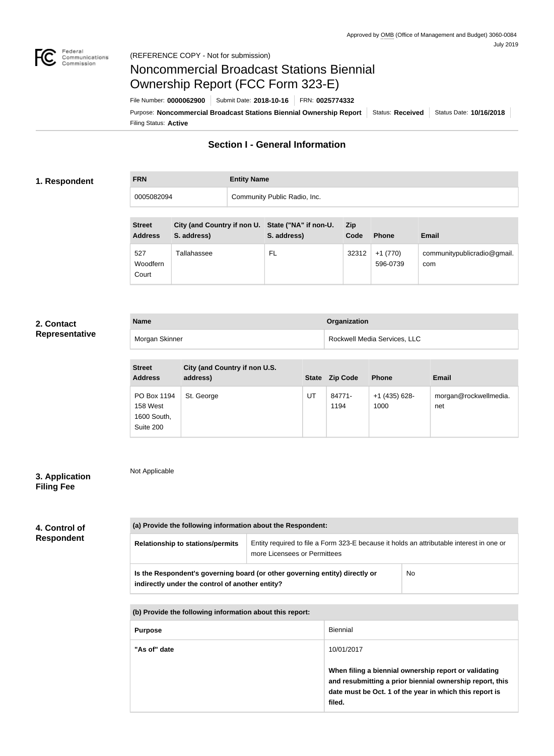Approved by OMB (Office of Management and Budget) 3060-0084
July 2019

(REFERENCE COPY - Not for submission)

# Noncommercial Broadcast Stations Biennial Ownership Report (FCC Form 323-E)

File Number: **0000062900** | Submit Date: **2018-10-16** | FRN: **0025774332**

Purpose: **Noncommercial Broadcast Stations Biennial Ownership Report** | Status: **Received** | Status Date: **10/16/2018**

Filing Status: **Active**

## Section I - General Information

### 1. Respondent

| FRN | Entity Name |
| --- | --- |
| 0005082094 | Community Public Radio, Inc. |

| Street Address | City (and Country if non U. S. address) | State ("NA" if non-U. S. address) | Zip Code | Phone | Email |
| --- | --- | --- | --- | --- | --- |
| 527 Woodfern Court | Tallahassee | FL | 32312 | +1 (770) 596-0739 | communitypublicradio@gmail.com |

### 2. Contact Representative

| Name | Organization |
| --- | --- |
| Morgan Skinner | Rockwell Media Services, LLC |

| Street Address | City (and Country if non U.S. address) | State | Zip Code | Phone | Email |
| --- | --- | --- | --- | --- | --- |
| PO Box 1194 158 West 1600 South, Suite 200 | St. George | UT | 84771-1194 | +1 (435) 628-1000 | morgan@rockwellmedia.net |

### 3. Application Filing Fee

Not Applicable

### 4. Control of Respondent

| (a) Provide the following information about the Respondent: | |
| --- | --- |
| Relationship to stations/permits | Entity required to file a Form 323-E because it holds an attributable interest in one or more Licensees or Permittees |
| **Is the Respondent's governing board (or other governing entity) directly or indirectly under the control of another entity?** | No |

| (b) Provide the following information about this report: | |
| --- | --- |
| **Purpose** | Biennial |
| **"As of" date** | 10/01/2017<br><br>**When filing a biennial ownership report or validating and resubmitting a prior biennial ownership report, this date must be Oct. 1 of the year in which this report is filed.** |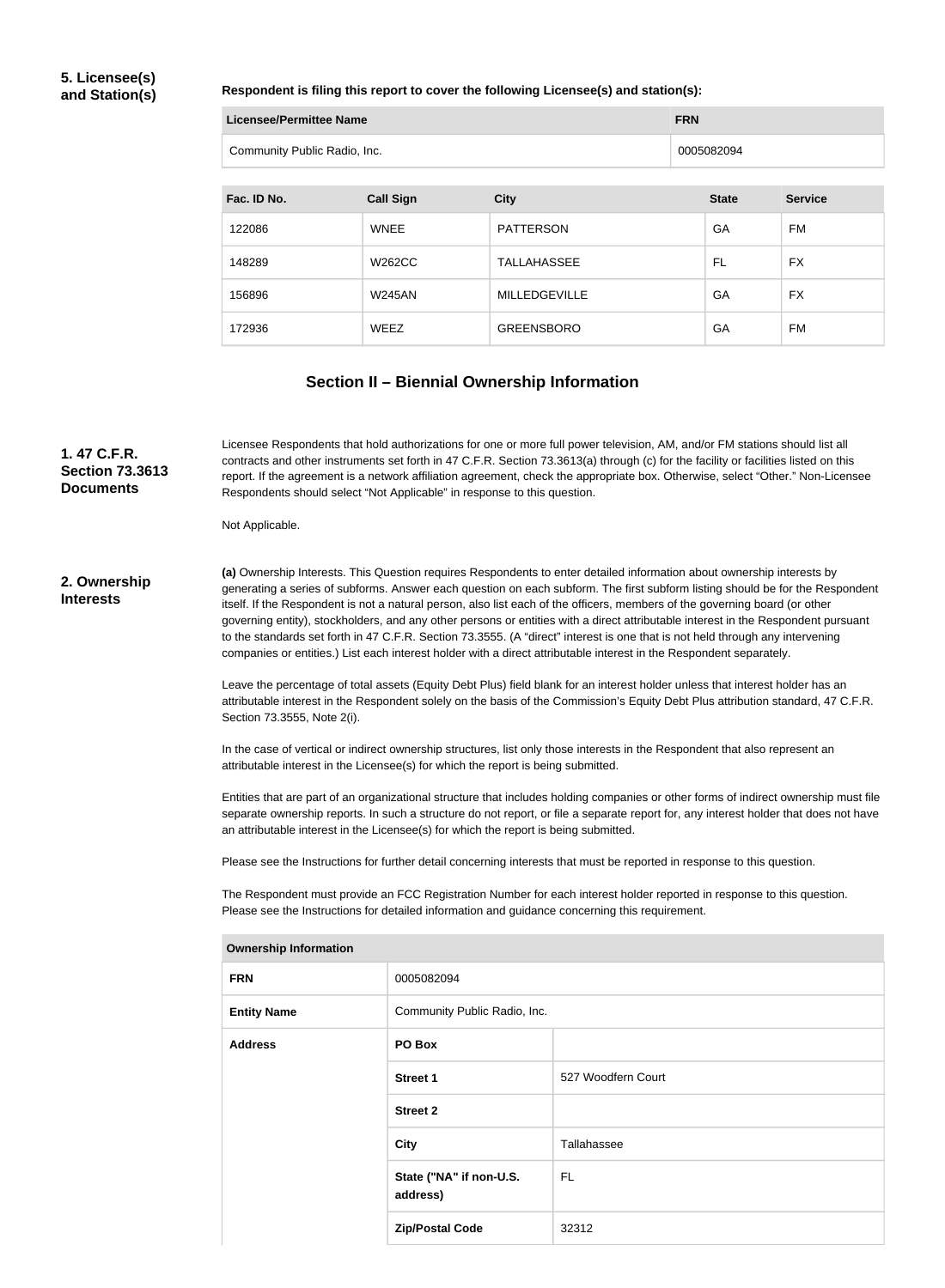## 5. Licensee(s) and Station(s)

**Respondent is filing this report to cover the following Licensee(s) and station(s):**

| Licensee/Permittee Name | FRN |
|---|---|
| Community Public Radio, Inc. | 0005082094 |

| Fac. ID No. | Call Sign | City | State | Service |
|---|---|---|---|---|
| 122086 | WNEE | PATTERSON | GA | FM |
| 148289 | W262CC | TALLAHASSEE | FL | FX |
| 156896 | W245AN | MILLEDGEVILLE | GA | FX |
| 172936 | WEEZ | GREENSBORO | GA | FM |

## Section II – Biennial Ownership Information

### 1. 47 C.F.R. Section 73.3613 Documents

Licensee Respondents that hold authorizations for one or more full power television, AM, and/or FM stations should list all contracts and other instruments set forth in 47 C.F.R. Section 73.3613(a) through (c) for the facility or facilities listed on this report. If the agreement is a network affiliation agreement, check the appropriate box. Otherwise, select "Other." Non-Licensee Respondents should select "Not Applicable" in response to this question.

Not Applicable.

### 2. Ownership Interests

**(a)** Ownership Interests. This Question requires Respondents to enter detailed information about ownership interests by generating a series of subforms. Answer each question on each subform. The first subform listing should be for the Respondent itself. If the Respondent is not a natural person, also list each of the officers, members of the governing board (or other governing entity), stockholders, and any other persons or entities with a direct attributable interest in the Respondent pursuant to the standards set forth in 47 C.F.R. Section 73.3555. (A "direct" interest is one that is not held through any intervening companies or entities.) List each interest holder with a direct attributable interest in the Respondent separately.

Leave the percentage of total assets (Equity Debt Plus) field blank for an interest holder unless that interest holder has an attributable interest in the Respondent solely on the basis of the Commission's Equity Debt Plus attribution standard, 47 C.F.R. Section 73.3555, Note 2(i).

In the case of vertical or indirect ownership structures, list only those interests in the Respondent that also represent an attributable interest in the Licensee(s) for which the report is being submitted.

Entities that are part of an organizational structure that includes holding companies or other forms of indirect ownership must file separate ownership reports. In such a structure do not report, or file a separate report for, any interest holder that does not have an attributable interest in the Licensee(s) for which the report is being submitted.

Please see the Instructions for further detail concerning interests that must be reported in response to this question.

The Respondent must provide an FCC Registration Number for each interest holder reported in response to this question. Please see the Instructions for detailed information and guidance concerning this requirement.

| Ownership Information | | |
|---|---|---|
| **FRN** | 0005082094 | |
| **Entity Name** | Community Public Radio, Inc. | |
| **Address** | **PO Box** | |
| | **Street 1** | 527 Woodfern Court |
| | **Street 2** | |
| | **City** | Tallahassee |
| | **State ("NA" if non-U.S. address)** | FL |
| | **Zip/Postal Code** | 32312 |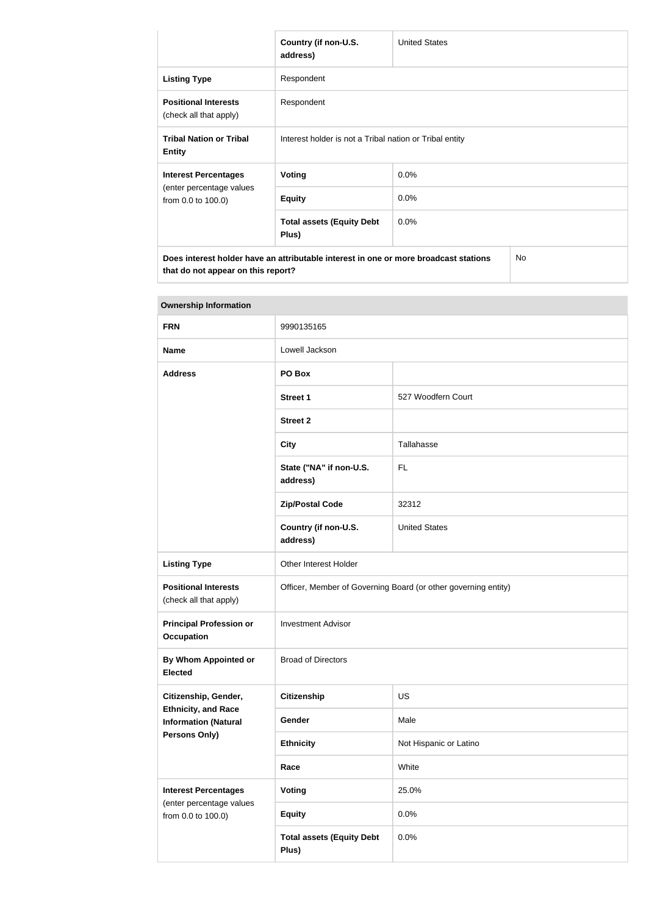| | Country (if non-U.S. address) | United States |
|---|---|---|
| **Listing Type** | Respondent | |
| **Positional Interests** (check all that apply) | Respondent | |
| **Tribal Nation or Tribal Entity** | Interest holder is not a Tribal nation or Tribal entity | |
| **Interest Percentages** (enter percentage values from 0.0 to 100.0) | **Voting** | 0.0% |
| | **Equity** | 0.0% |
| | **Total assets (Equity Debt Plus)** | 0.0% |
| **Does interest holder have an attributable interest in one or more broadcast stations that do not appear on this report?** | | No |

| **Ownership Information** | | |
|---|---|---|
| **FRN** | 9990135165 | |
| **Name** | Lowell Jackson | |
| **Address** | **PO Box** | |
| | **Street 1** | 527 Woodfern Court |
| | **Street 2** | |
| | **City** | Tallahasse |
| | **State ("NA" if non-U.S. address)** | FL |
| | **Zip/Postal Code** | 32312 |
| | **Country (if non-U.S. address)** | United States |
| **Listing Type** | Other Interest Holder | |
| **Positional Interests** (check all that apply) | Officer, Member of Governing Board (or other governing entity) | |
| **Principal Profession or Occupation** | Investment Advisor | |
| **By Whom Appointed or Elected** | Broad of Directors | |
| **Citizenship, Gender, Ethnicity, and Race Information (Natural Persons Only)** | **Citizenship** | US |
| | **Gender** | Male |
| | **Ethnicity** | Not Hispanic or Latino |
| | **Race** | White |
| **Interest Percentages** (enter percentage values from 0.0 to 100.0) | **Voting** | 25.0% |
| | **Equity** | 0.0% |
| | **Total assets (Equity Debt Plus)** | 0.0% |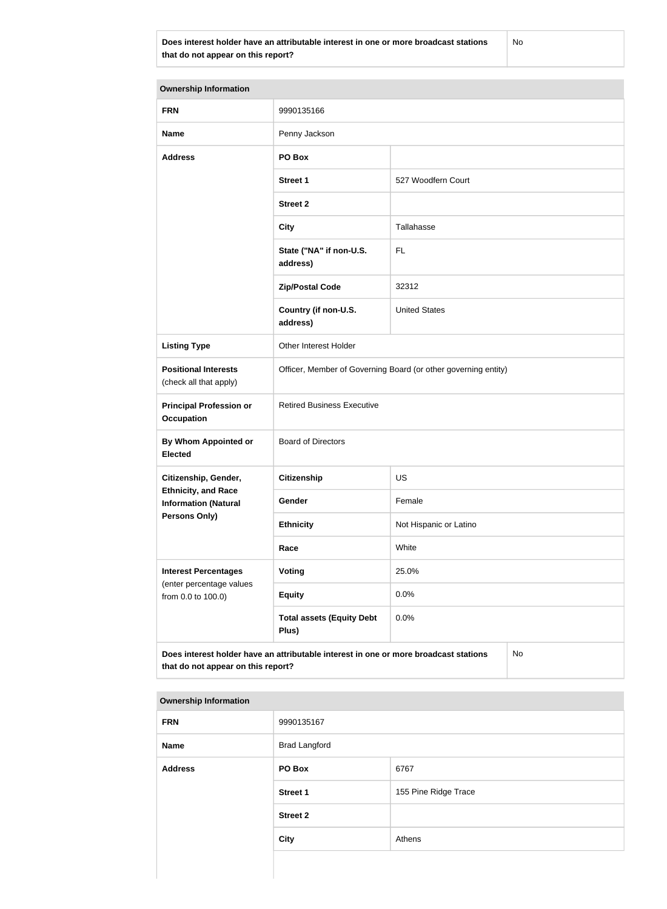| Does interest holder have an attributable interest in one or more broadcast stations that do not appear on this report? | No |
|---|---|

| Ownership Information | | |
|---|---|---|
| **FRN** | 9990135166 | |
| **Name** | Penny Jackson | |
| **Address** | **PO Box** | |
| | **Street 1** | 527 Woodfern Court |
| | **Street 2** | |
| | **City** | Tallahasse |
| | **State ("NA" if non-U.S. address)** | FL |
| | **Zip/Postal Code** | 32312 |
| | **Country (if non-U.S. address)** | United States |
| **Listing Type** | Other Interest Holder | |
| **Positional Interests** (check all that apply) | Officer, Member of Governing Board (or other governing entity) | |
| **Principal Profession or Occupation** | Retired Business Executive | |
| **By Whom Appointed or Elected** | Board of Directors | |
| **Citizenship, Gender, Ethnicity, and Race Information (Natural Persons Only)** | **Citizenship** | US |
| | **Gender** | Female |
| | **Ethnicity** | Not Hispanic or Latino |
| | **Race** | White |
| **Interest Percentages** (enter percentage values from 0.0 to 100.0) | **Voting** | 25.0% |
| | **Equity** | 0.0% |
| | **Total assets (Equity Debt Plus)** | 0.0% |

| Does interest holder have an attributable interest in one or more broadcast stations that do not appear on this report? | No |
|---|---|

| Ownership Information | | |
|---|---|---|
| **FRN** | 9990135167 | |
| **Name** | Brad Langford | |
| **Address** | **PO Box** | 6767 |
| | **Street 1** | 155 Pine Ridge Trace |
| | **Street 2** | |
| | **City** | Athens |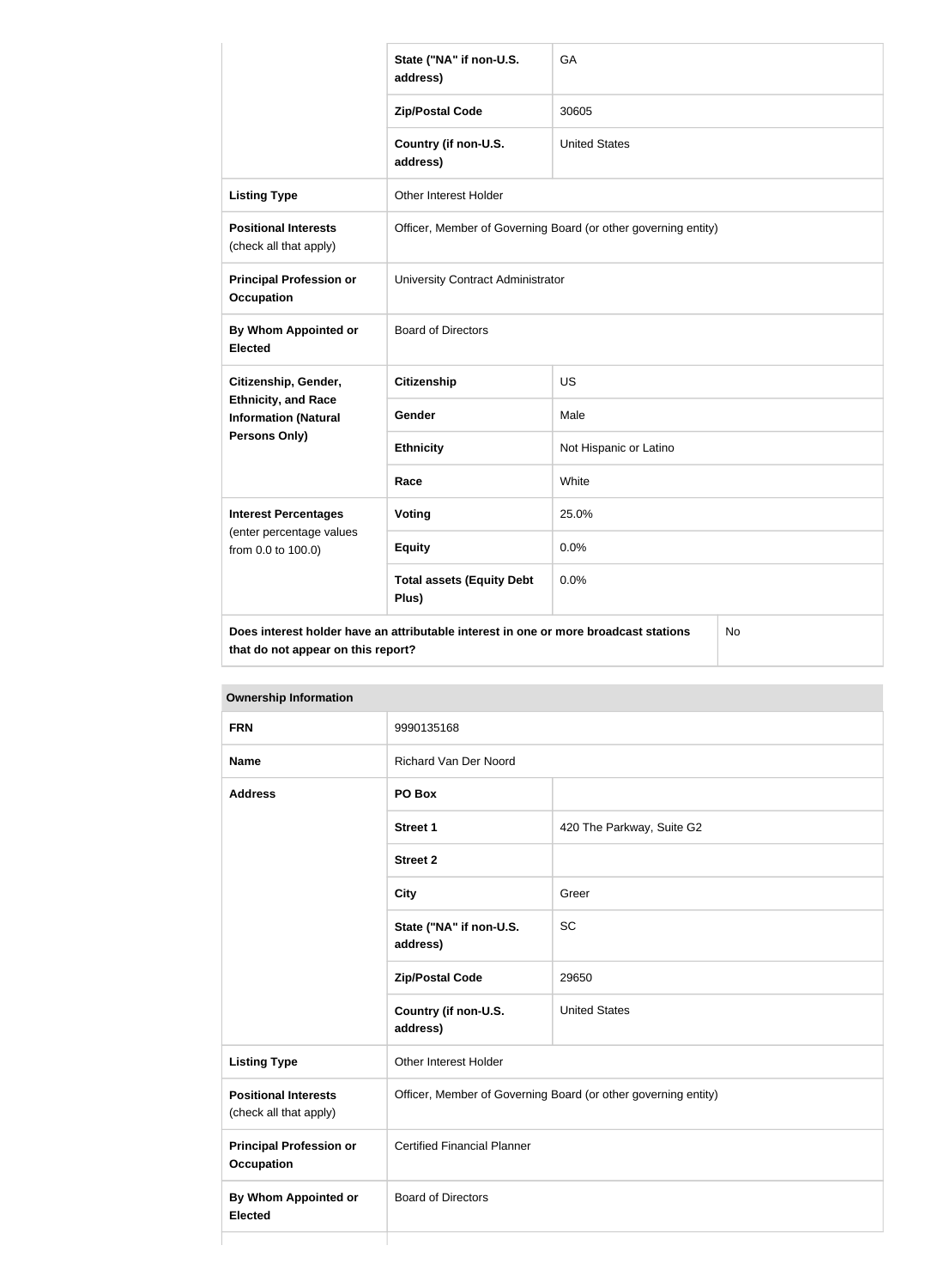| | | |
|---|---|---|
| | State ("NA" if non-U.S. address) | GA |
| | Zip/Postal Code | 30605 |
| | Country (if non-U.S. address) | United States |
| Listing Type | Other Interest Holder | |
| Positional Interests (check all that apply) | Officer, Member of Governing Board (or other governing entity) | |
| Principal Profession or Occupation | University Contract Administrator | |
| By Whom Appointed or Elected | Board of Directors | |
| Citizenship, Gender, Ethnicity, and Race Information (Natural Persons Only) | Citizenship | US |
| | Gender | Male |
| | Ethnicity | Not Hispanic or Latino |
| | Race | White |
| Interest Percentages (enter percentage values from 0.0 to 100.0) | Voting | 25.0% |
| | Equity | 0.0% |
| | Total assets (Equity Debt Plus) | 0.0% |
| Does interest holder have an attributable interest in one or more broadcast stations that do not appear on this report? | | No |

| Ownership Information | | |
|---|---|---|
| FRN | 9990135168 | |
| Name | Richard Van Der Noord | |
| Address | PO Box | |
| | Street 1 | 420 The Parkway, Suite G2 |
| | Street 2 | |
| | City | Greer |
| | State ("NA" if non-U.S. address) | SC |
| | Zip/Postal Code | 29650 |
| | Country (if non-U.S. address) | United States |
| Listing Type | Other Interest Holder | |
| Positional Interests (check all that apply) | Officer, Member of Governing Board (or other governing entity) | |
| Principal Profession or Occupation | Certified Financial Planner | |
| By Whom Appointed or Elected | Board of Directors | |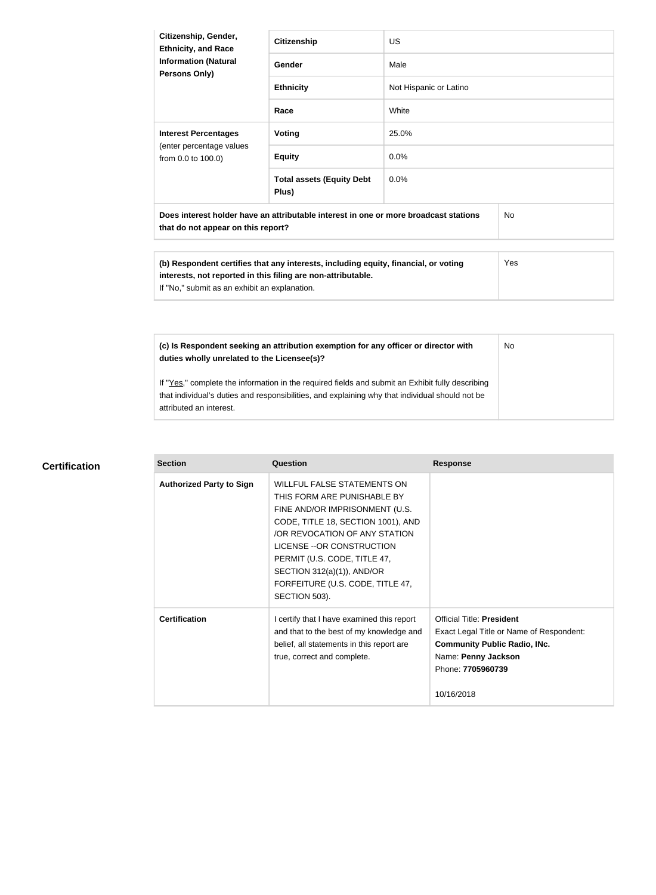| | | |
|---|---|---|
| **Citizenship, Gender, Ethnicity, and Race Information (Natural Persons Only)** | **Citizenship** | US |
| | **Gender** | Male |
| | **Ethnicity** | Not Hispanic or Latino |
| | **Race** | White |
| **Interest Percentages** (enter percentage values from 0.0 to 100.0) | **Voting** | 25.0% |
| | **Equity** | 0.0% |
| | **Total assets (Equity Debt Plus)** | 0.0% |
| **Does interest holder have an attributable interest in one or more broadcast stations that do not appear on this report?** | | No |

| | |
|---|---|
| **(b) Respondent certifies that any interests, including equity, financial, or voting interests, not reported in this filing are non-attributable.** If "No," submit as an exhibit an explanation. | Yes |

| | |
|---|---|
| **(c) Is Respondent seeking an attribution exemption for any officer or director with duties wholly unrelated to the Licensee(s)?** If "Yes," complete the information in the required fields and submit an Exhibit fully describing that individual's duties and responsibilities, and explaining why that individual should not be attributed an interest. | No |

## Certification

| Section | Question | Response |
|---|---|---|
| **Authorized Party to Sign** | WILLFUL FALSE STATEMENTS ON THIS FORM ARE PUNISHABLE BY FINE AND/OR IMPRISONMENT (U.S. CODE, TITLE 18, SECTION 1001), AND /OR REVOCATION OF ANY STATION LICENSE --OR CONSTRUCTION PERMIT (U.S. CODE, TITLE 47, SECTION 312(a)(1)), AND/OR FORFEITURE (U.S. CODE, TITLE 47, SECTION 503). | |
| **Certification** | I certify that I have examined this report and that to the best of my knowledge and belief, all statements in this report are true, correct and complete. | Official Title: **President**<br>Exact Legal Title or Name of Respondent: **Community Public Radio, INc.**<br>Name: **Penny Jackson**<br>Phone: **7705960739**<br><br>10/16/2018 |